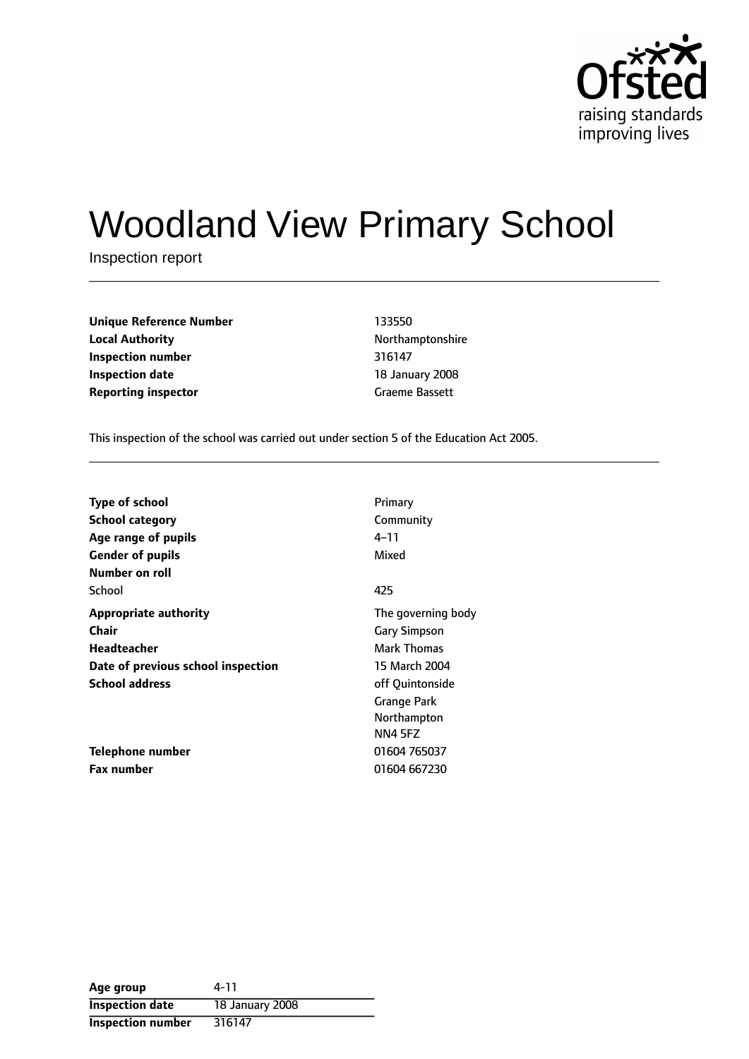Ofsted
raising standards
improving lives

# Woodland View Primary School

Inspection report

| | |
|---|---|
| **Unique Reference Number** | 133550 |
| **Local Authority** | Northamptonshire |
| **Inspection number** | 316147 |
| **Inspection date** | 18 January 2008 |
| **Reporting inspector** | Graeme Bassett |

This inspection of the school was carried out under section 5 of the Education Act 2005.

| | |
|---|---|
| **Type of school** | Primary |
| **School category** | Community |
| **Age range of pupils** | 4–11 |
| **Gender of pupils** | Mixed |
| **Number on roll** | |
| School | 425 |
| **Appropriate authority** | The governing body |
| **Chair** | Gary Simpson |
| **Headteacher** | Mark Thomas |
| **Date of previous school inspection** | 15 March 2004 |
| **School address** | off Quintonside<br>Grange Park<br>Northampton<br>NN4 5FZ |
| **Telephone number** | 01604 765037 |
| **Fax number** | 01604 667230 |

| | |
|---|---|
| **Age group** | 4-11 |
| **Inspection date** | 18 January 2008 |
| **Inspection number** | 316147 |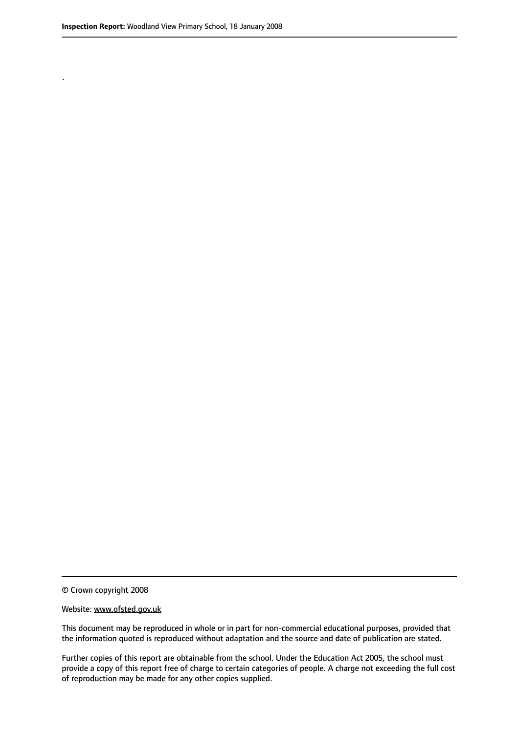.

© Crown copyright 2008

Website: www.ofsted.gov.uk

This document may be reproduced in whole or in part for non-commercial educational purposes, provided that the information quoted is reproduced without adaptation and the source and date of publication are stated.

Further copies of this report are obtainable from the school. Under the Education Act 2005, the school must provide a copy of this report free of charge to certain categories of people. A charge not exceeding the full cost of reproduction may be made for any other copies supplied.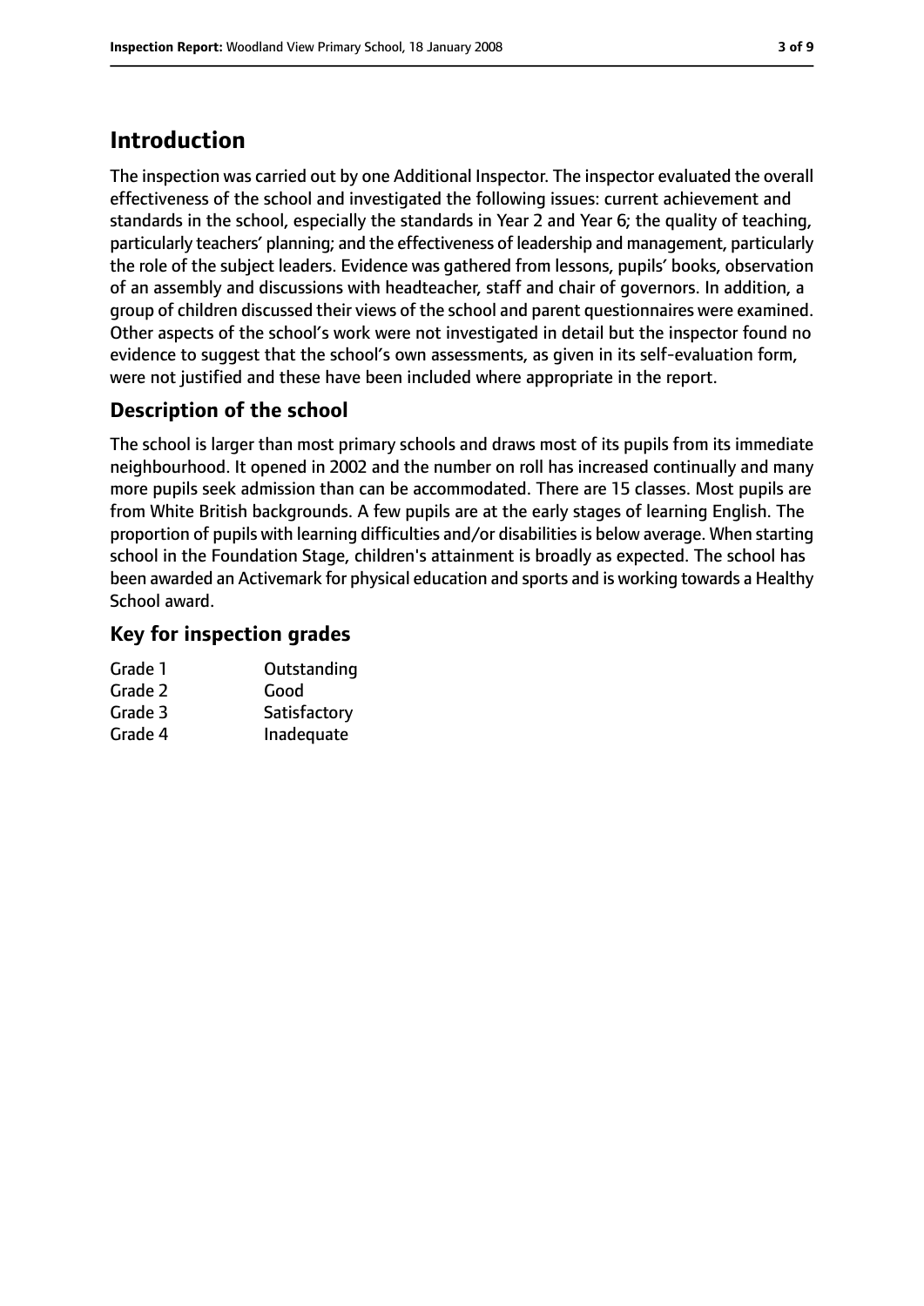# Introduction

The inspection was carried out by one Additional Inspector. The inspector evaluated the overall effectiveness of the school and investigated the following issues: current achievement and standards in the school, especially the standards in Year 2 and Year 6; the quality of teaching, particularly teachers' planning; and the effectiveness of leadership and management, particularly the role of the subject leaders. Evidence was gathered from lessons, pupils' books, observation of an assembly and discussions with headteacher, staff and chair of governors. In addition, a group of children discussed their views of the school and parent questionnaires were examined. Other aspects of the school's work were not investigated in detail but the inspector found no evidence to suggest that the school's own assessments, as given in its self-evaluation form, were not justified and these have been included where appropriate in the report.

## Description of the school

The school is larger than most primary schools and draws most of its pupils from its immediate neighbourhood. It opened in 2002 and the number on roll has increased continually and many more pupils seek admission than can be accommodated. There are 15 classes. Most pupils are from White British backgrounds. A few pupils are at the early stages of learning English. The proportion of pupils with learning difficulties and/or disabilities is below average. When starting school in the Foundation Stage, children's attainment is broadly as expected. The school has been awarded an Activemark for physical education and sports and is working towards a Healthy School award.

## Key for inspection grades

| | |
|---|---|
| Grade 1 | Outstanding |
| Grade 2 | Good |
| Grade 3 | Satisfactory |
| Grade 4 | Inadequate |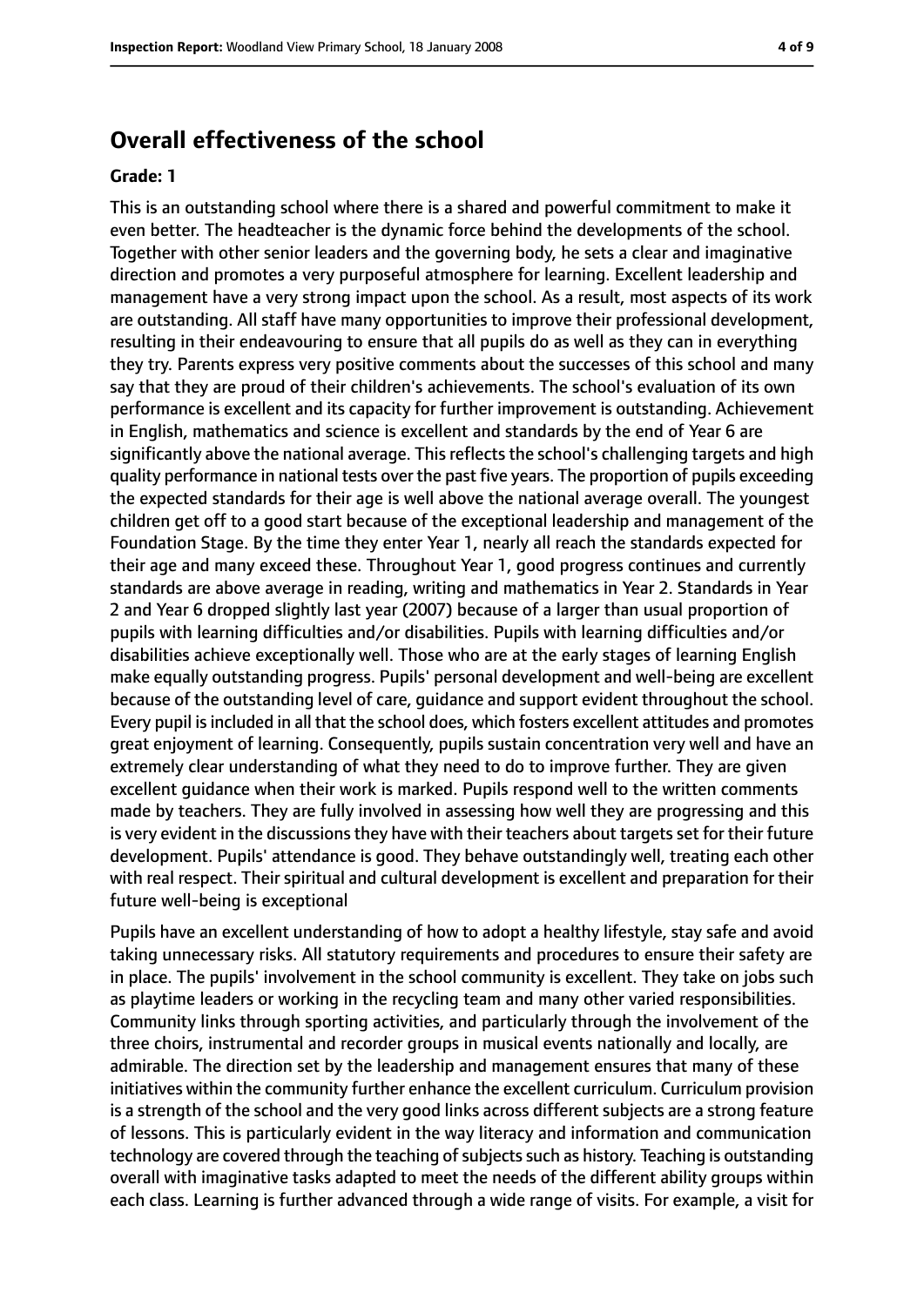## Overall effectiveness of the school

**Grade: 1**

This is an outstanding school where there is a shared and powerful commitment to make it even better. The headteacher is the dynamic force behind the developments of the school. Together with other senior leaders and the governing body, he sets a clear and imaginative direction and promotes a very purposeful atmosphere for learning. Excellent leadership and management have a very strong impact upon the school. As a result, most aspects of its work are outstanding. All staff have many opportunities to improve their professional development, resulting in their endeavouring to ensure that all pupils do as well as they can in everything they try. Parents express very positive comments about the successes of this school and many say that they are proud of their children's achievements. The school's evaluation of its own performance is excellent and its capacity for further improvement is outstanding. Achievement in English, mathematics and science is excellent and standards by the end of Year 6 are significantly above the national average. This reflects the school's challenging targets and high quality performance in national tests over the past five years. The proportion of pupils exceeding the expected standards for their age is well above the national average overall. The youngest children get off to a good start because of the exceptional leadership and management of the Foundation Stage. By the time they enter Year 1, nearly all reach the standards expected for their age and many exceed these. Throughout Year 1, good progress continues and currently standards are above average in reading, writing and mathematics in Year 2. Standards in Year 2 and Year 6 dropped slightly last year (2007) because of a larger than usual proportion of pupils with learning difficulties and/or disabilities. Pupils with learning difficulties and/or disabilities achieve exceptionally well. Those who are at the early stages of learning English make equally outstanding progress. Pupils' personal development and well-being are excellent because of the outstanding level of care, guidance and support evident throughout the school. Every pupil is included in all that the school does, which fosters excellent attitudes and promotes great enjoyment of learning. Consequently, pupils sustain concentration very well and have an extremely clear understanding of what they need to do to improve further. They are given excellent guidance when their work is marked. Pupils respond well to the written comments made by teachers. They are fully involved in assessing how well they are progressing and this is very evident in the discussions they have with their teachers about targets set for their future development. Pupils' attendance is good. They behave outstandingly well, treating each other with real respect. Their spiritual and cultural development is excellent and preparation for their future well-being is exceptional

Pupils have an excellent understanding of how to adopt a healthy lifestyle, stay safe and avoid taking unnecessary risks. All statutory requirements and procedures to ensure their safety are in place. The pupils' involvement in the school community is excellent. They take on jobs such as playtime leaders or working in the recycling team and many other varied responsibilities. Community links through sporting activities, and particularly through the involvement of the three choirs, instrumental and recorder groups in musical events nationally and locally, are admirable. The direction set by the leadership and management ensures that many of these initiatives within the community further enhance the excellent curriculum. Curriculum provision is a strength of the school and the very good links across different subjects are a strong feature of lessons. This is particularly evident in the way literacy and information and communication technology are covered through the teaching of subjects such as history. Teaching is outstanding overall with imaginative tasks adapted to meet the needs of the different ability groups within each class. Learning is further advanced through a wide range of visits. For example, a visit for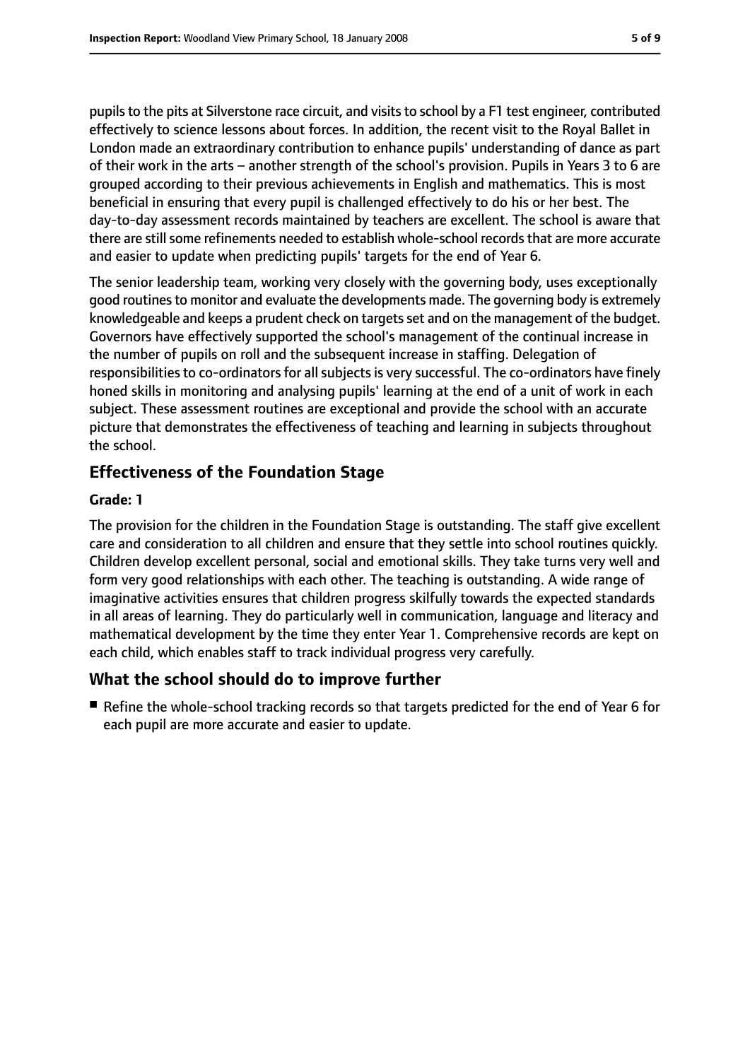pupils to the pits at Silverstone race circuit, and visits to school by a F1 test engineer, contributed effectively to science lessons about forces. In addition, the recent visit to the Royal Ballet in London made an extraordinary contribution to enhance pupils' understanding of dance as part of their work in the arts – another strength of the school's provision. Pupils in Years 3 to 6 are grouped according to their previous achievements in English and mathematics. This is most beneficial in ensuring that every pupil is challenged effectively to do his or her best. The day-to-day assessment records maintained by teachers are excellent. The school is aware that there are still some refinements needed to establish whole-school records that are more accurate and easier to update when predicting pupils' targets for the end of Year 6.

The senior leadership team, working very closely with the governing body, uses exceptionally good routines to monitor and evaluate the developments made. The governing body is extremely knowledgeable and keeps a prudent check on targets set and on the management of the budget. Governors have effectively supported the school's management of the continual increase in the number of pupils on roll and the subsequent increase in staffing. Delegation of responsibilities to co-ordinators for all subjects is very successful. The co-ordinators have finely honed skills in monitoring and analysing pupils' learning at the end of a unit of work in each subject. These assessment routines are exceptional and provide the school with an accurate picture that demonstrates the effectiveness of teaching and learning in subjects throughout the school.

## Effectiveness of the Foundation Stage

**Grade: 1**

The provision for the children in the Foundation Stage is outstanding. The staff give excellent care and consideration to all children and ensure that they settle into school routines quickly. Children develop excellent personal, social and emotional skills. They take turns very well and form very good relationships with each other. The teaching is outstanding. A wide range of imaginative activities ensures that children progress skilfully towards the expected standards in all areas of learning. They do particularly well in communication, language and literacy and mathematical development by the time they enter Year 1. Comprehensive records are kept on each child, which enables staff to track individual progress very carefully.

## What the school should do to improve further

- Refine the whole-school tracking records so that targets predicted for the end of Year 6 for each pupil are more accurate and easier to update.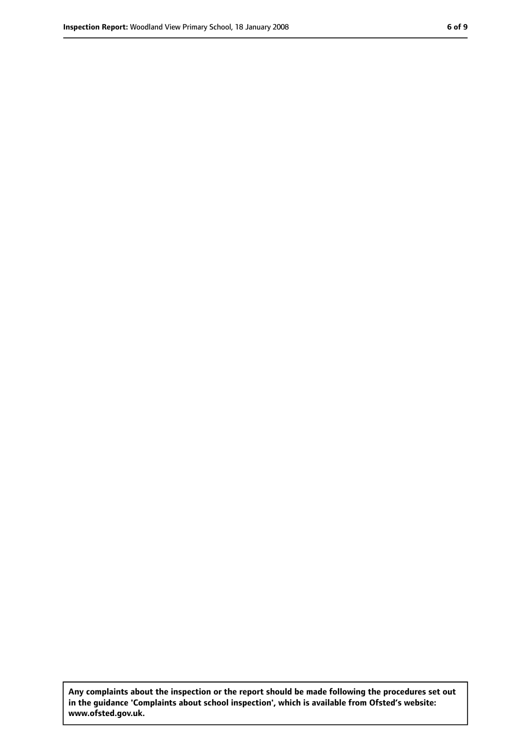**Any complaints about the inspection or the report should be made following the procedures set out in the guidance 'Complaints about school inspection', which is available from Ofsted's website: www.ofsted.gov.uk.**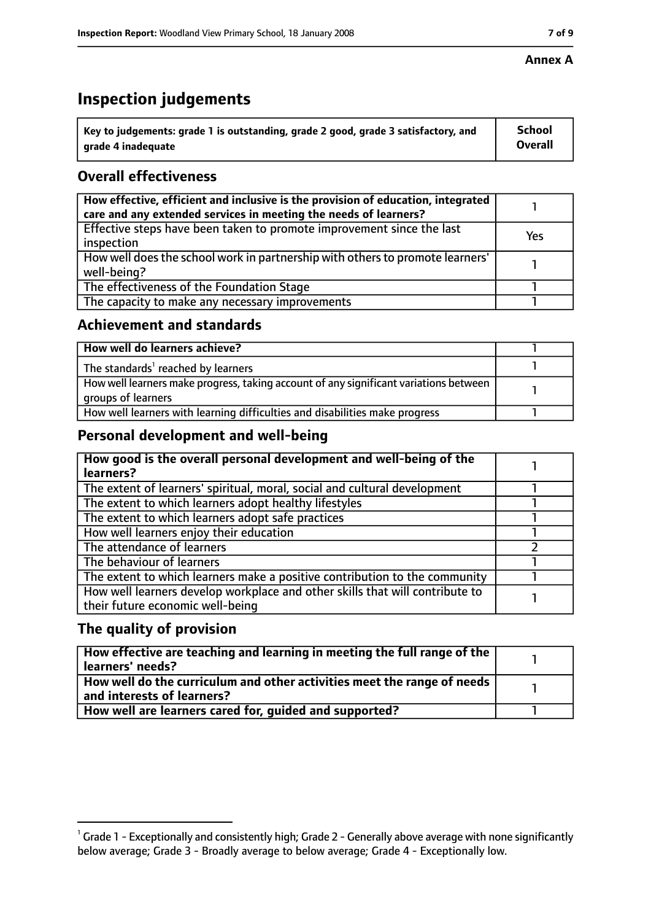**Annex A**

# Inspection judgements

| Key to judgements: grade 1 is outstanding, grade 2 good, grade 3 satisfactory, and grade 4 inadequate | School Overall |
| --- | --- |

## Overall effectiveness

| | |
| --- | --- |
| How effective, efficient and inclusive is the provision of education, integrated care and any extended services in meeting the needs of learners? | 1 |
| Effective steps have been taken to promote improvement since the last inspection | Yes |
| How well does the school work in partnership with others to promote learners' well-being? | 1 |
| The effectiveness of the Foundation Stage | 1 |
| The capacity to make any necessary improvements | 1 |

## Achievement and standards

| | |
| --- | --- |
| How well do learners achieve? | 1 |
| The standards[1] reached by learners | 1 |
| How well learners make progress, taking account of any significant variations between groups of learners | 1 |
| How well learners with learning difficulties and disabilities make progress | 1 |

## Personal development and well-being

| | |
| --- | --- |
| How good is the overall personal development and well-being of the learners? | 1 |
| The extent of learners' spiritual, moral, social and cultural development | 1 |
| The extent to which learners adopt healthy lifestyles | 1 |
| The extent to which learners adopt safe practices | 1 |
| How well learners enjoy their education | 1 |
| The attendance of learners | 2 |
| The behaviour of learners | 1 |
| The extent to which learners make a positive contribution to the community | 1 |
| How well learners develop workplace and other skills that will contribute to their future economic well-being | 1 |

## The quality of provision

| | |
| --- | --- |
| How effective are teaching and learning in meeting the full range of the learners' needs? | 1 |
| How well do the curriculum and other activities meet the range of needs and interests of learners? | 1 |
| How well are learners cared for, guided and supported? | 1 |

[1] Grade 1 - Exceptionally and consistently high; Grade 2 - Generally above average with none significantly below average; Grade 3 - Broadly average to below average; Grade 4 - Exceptionally low.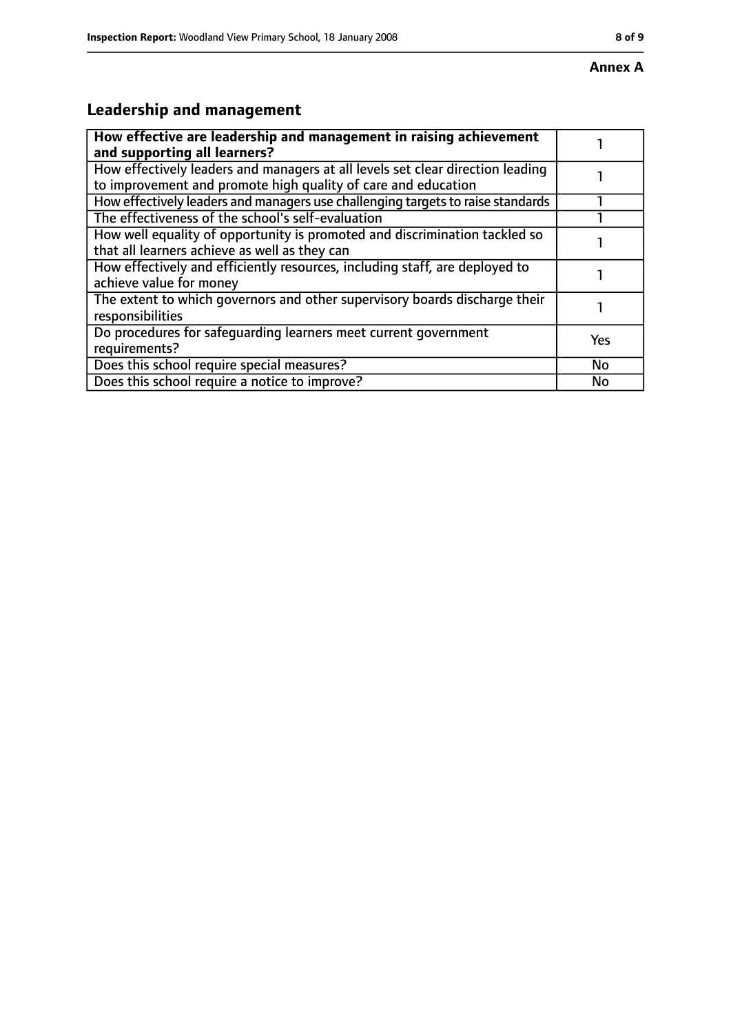**Annex A**

## Leadership and management

| **How effective are leadership and management in raising achievement and supporting all learners?** | 1 |
|---|---|
| How effectively leaders and managers at all levels set clear direction leading to improvement and promote high quality of care and education | 1 |
| How effectively leaders and managers use challenging targets to raise standards | 1 |
| The effectiveness of the school's self-evaluation | 1 |
| How well equality of opportunity is promoted and discrimination tackled so that all learners achieve as well as they can | 1 |
| How effectively and efficiently resources, including staff, are deployed to achieve value for money | 1 |
| The extent to which governors and other supervisory boards discharge their responsibilities | 1 |
| Do procedures for safeguarding learners meet current government requirements? | Yes |
| Does this school require special measures? | No |
| Does this school require a notice to improve? | No |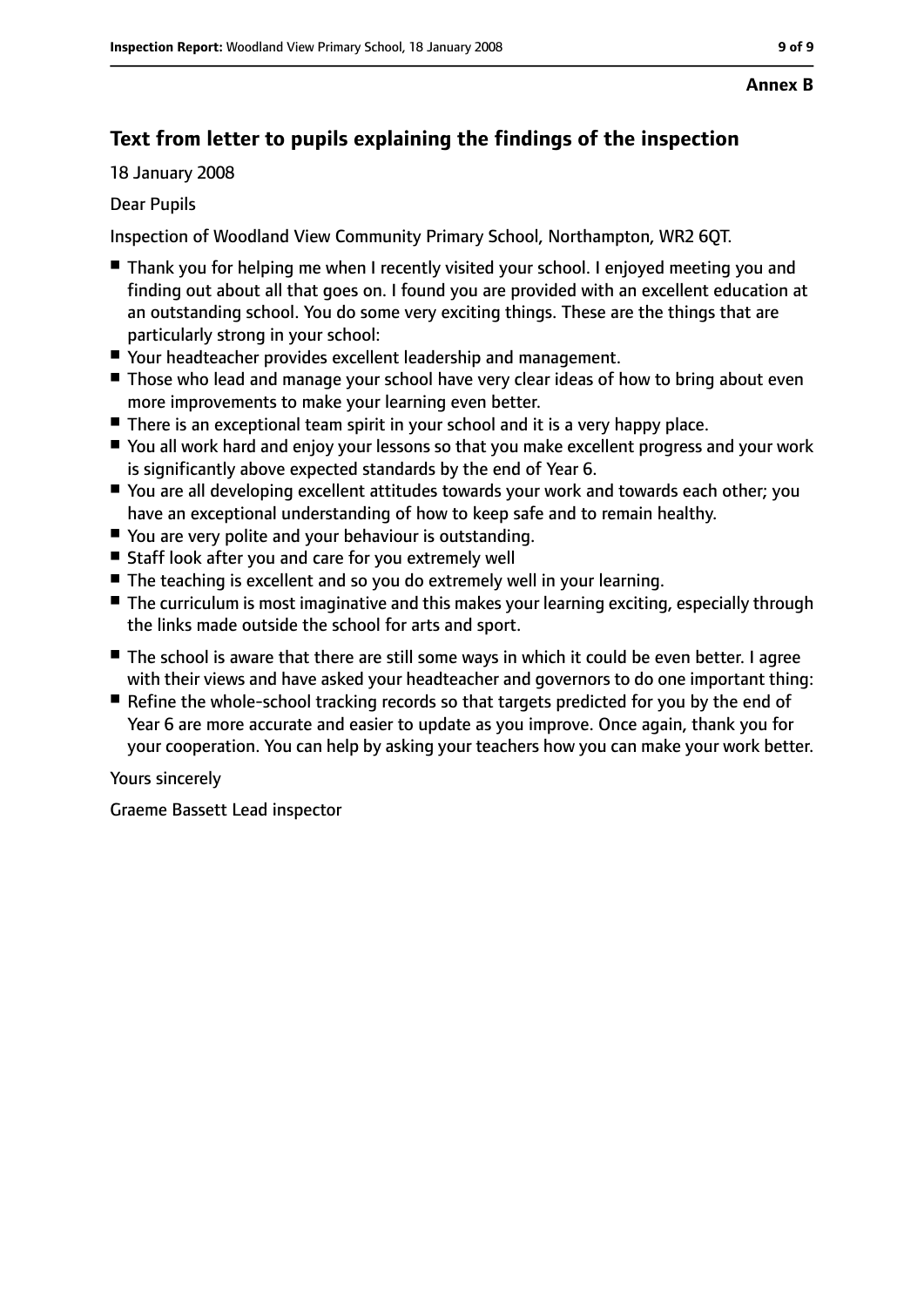**Annex B**

## Text from letter to pupils explaining the findings of the inspection

18 January 2008

Dear Pupils

Inspection of Woodland View Community Primary School, Northampton, WR2 6QT.

- Thank you for helping me when I recently visited your school. I enjoyed meeting you and finding out about all that goes on. I found you are provided with an excellent education at an outstanding school. You do some very exciting things. These are the things that are particularly strong in your school:
- Your headteacher provides excellent leadership and management.
- Those who lead and manage your school have very clear ideas of how to bring about even more improvements to make your learning even better.
- There is an exceptional team spirit in your school and it is a very happy place.
- You all work hard and enjoy your lessons so that you make excellent progress and your work is significantly above expected standards by the end of Year 6.
- You are all developing excellent attitudes towards your work and towards each other; you have an exceptional understanding of how to keep safe and to remain healthy.
- You are very polite and your behaviour is outstanding.
- Staff look after you and care for you extremely well
- The teaching is excellent and so you do extremely well in your learning.
- The curriculum is most imaginative and this makes your learning exciting, especially through the links made outside the school for arts and sport.
- The school is aware that there are still some ways in which it could be even better. I agree with their views and have asked your headteacher and governors to do one important thing:
- Refine the whole-school tracking records so that targets predicted for you by the end of Year 6 are more accurate and easier to update as you improve. Once again, thank you for your cooperation. You can help by asking your teachers how you can make your work better.

Yours sincerely

Graeme Bassett Lead inspector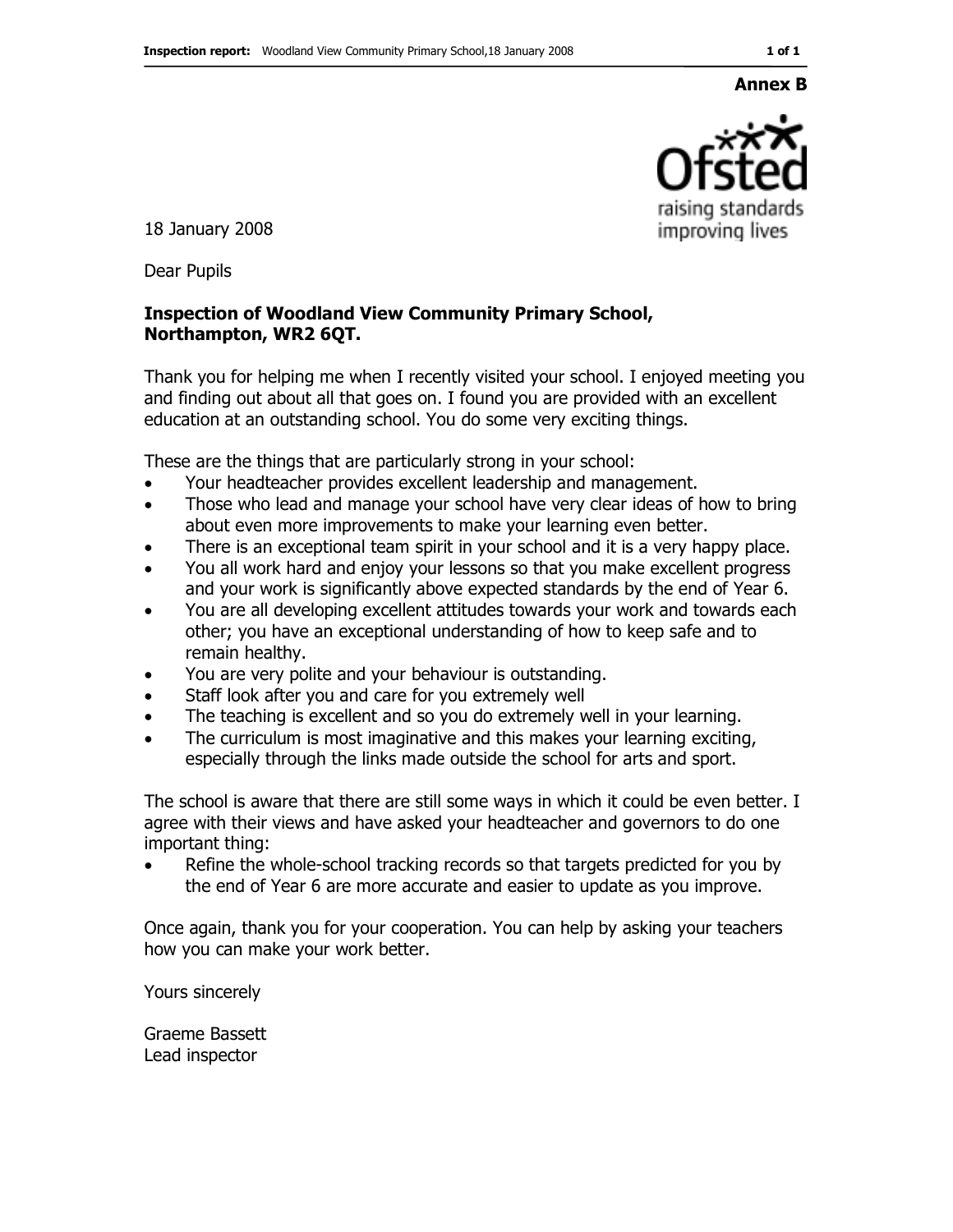**Annex B**

18 January 2008

Dear Pupils

**Inspection of Woodland View Community Primary School, Northampton, WR2 6QT.**

Thank you for helping me when I recently visited your school. I enjoyed meeting you and finding out about all that goes on. I found you are provided with an excellent education at an outstanding school. You do some very exciting things.

These are the things that are particularly strong in your school:

- Your headteacher provides excellent leadership and management.
- Those who lead and manage your school have very clear ideas of how to bring about even more improvements to make your learning even better.
- There is an exceptional team spirit in your school and it is a very happy place.
- You all work hard and enjoy your lessons so that you make excellent progress and your work is significantly above expected standards by the end of Year 6.
- You are all developing excellent attitudes towards your work and towards each other; you have an exceptional understanding of how to keep safe and to remain healthy.
- You are very polite and your behaviour is outstanding.
- Staff look after you and care for you extremely well
- The teaching is excellent and so you do extremely well in your learning.
- The curriculum is most imaginative and this makes your learning exciting, especially through the links made outside the school for arts and sport.

The school is aware that there are still some ways in which it could be even better. I agree with their views and have asked your headteacher and governors to do one important thing:

- Refine the whole-school tracking records so that targets predicted for you by the end of Year 6 are more accurate and easier to update as you improve.

Once again, thank you for your cooperation. You can help by asking your teachers how you can make your work better.

Yours sincerely

Graeme Bassett
Lead inspector